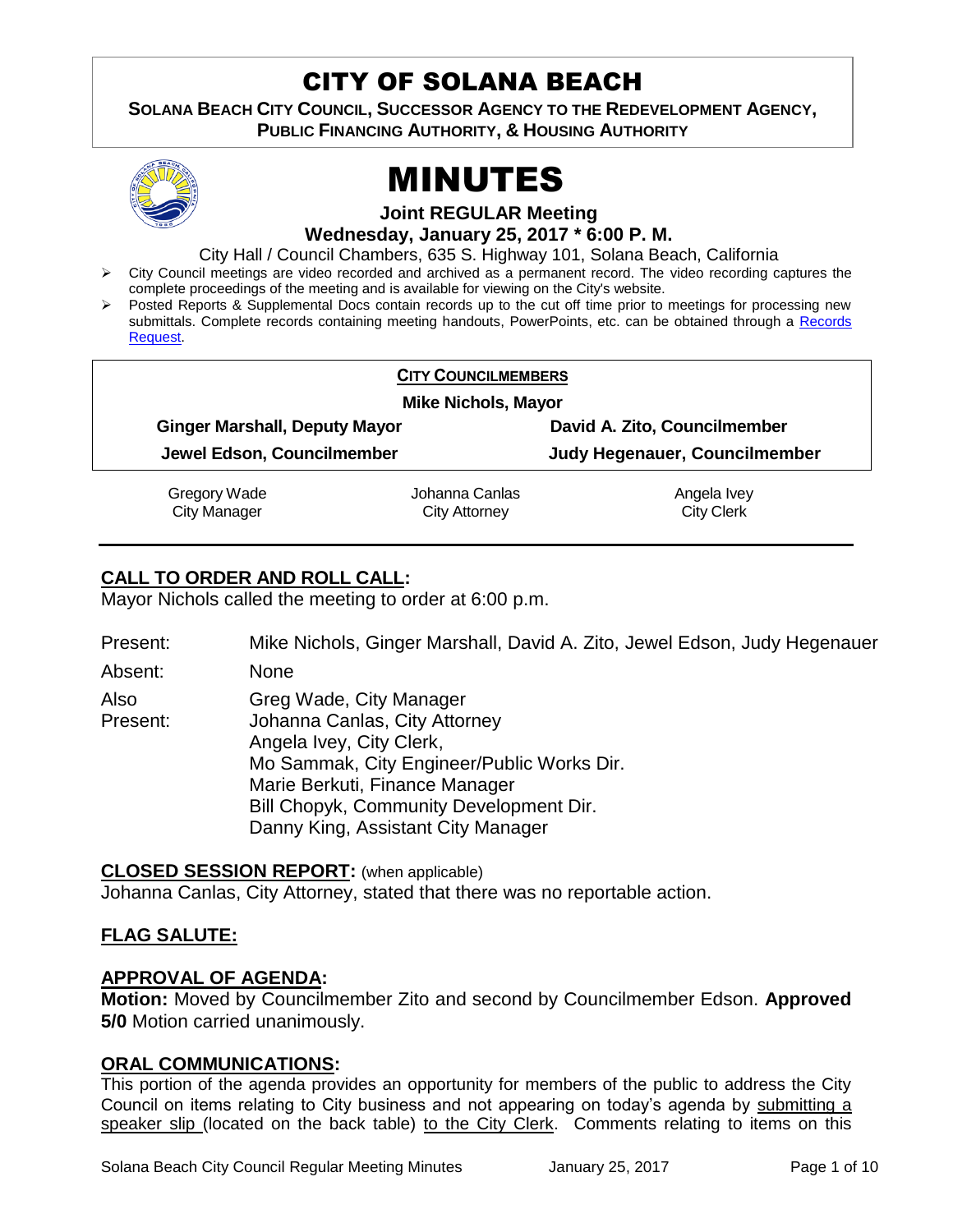# CITY OF SOLANA BEACH

**SOLANA BEACH CITY COUNCIL, SUCCESSOR AGENCY TO THE REDEVELOPMENT AGENCY, PUBLIC FINANCING AUTHORITY, & HOUSING AUTHORITY**

# MINUTES

**Joint REGULAR Meeting**

**Wednesday, January 25, 2017 * 6:00 P. M.**

City Hall / Council Chambers, 635 S. Highway 101, Solana Beach, California

- City Council meetings are video recorded and archived as a permanent record. The video recording captures the complete proceedings of the meeting and is available for viewing on the City's website.
- Posted Reports & Supplemental Docs contain records up to the cut off time prior to meetings for processing new submittals. Complete records containing meeting handouts, PowerPoints, etc. can be obtained through a Records Request.

**CITY COUNCILMEMBERS**

**Mike Nichols, Mayor**

| | |
|---|---|
| **Ginger Marshall, Deputy Mayor** | **David A. Zito, Councilmember** |
| **Jewel Edson, Councilmember** | **Judy Hegenauer, Councilmember** |

| | | |
|---|---|---|
| Gregory Wade<br>City Manager | Johanna Canlas<br>City Attorney | Angela Ivey<br>City Clerk |

## CALL TO ORDER AND ROLL CALL:

Mayor Nichols called the meeting to order at 6:00 p.m.

Present: Mike Nichols, Ginger Marshall, David A. Zito, Jewel Edson, Judy Hegenauer

Absent: None

Also Present:
Greg Wade, City Manager
Johanna Canlas, City Attorney
Angela Ivey, City Clerk,
Mo Sammak, City Engineer/Public Works Dir.
Marie Berkuti, Finance Manager
Bill Chopyk, Community Development Dir.
Danny King, Assistant City Manager

## CLOSED SESSION REPORT: (when applicable)

Johanna Canlas, City Attorney, stated that there was no reportable action.

## FLAG SALUTE:

## APPROVAL OF AGENDA:

**Motion:** Moved by Councilmember Zito and second by Councilmember Edson. **Approved 5/0** Motion carried unanimously.

## ORAL COMMUNICATIONS:

This portion of the agenda provides an opportunity for members of the public to address the City Council on items relating to City business and not appearing on today's agenda by submitting a speaker slip (located on the back table) to the City Clerk. Comments relating to items on this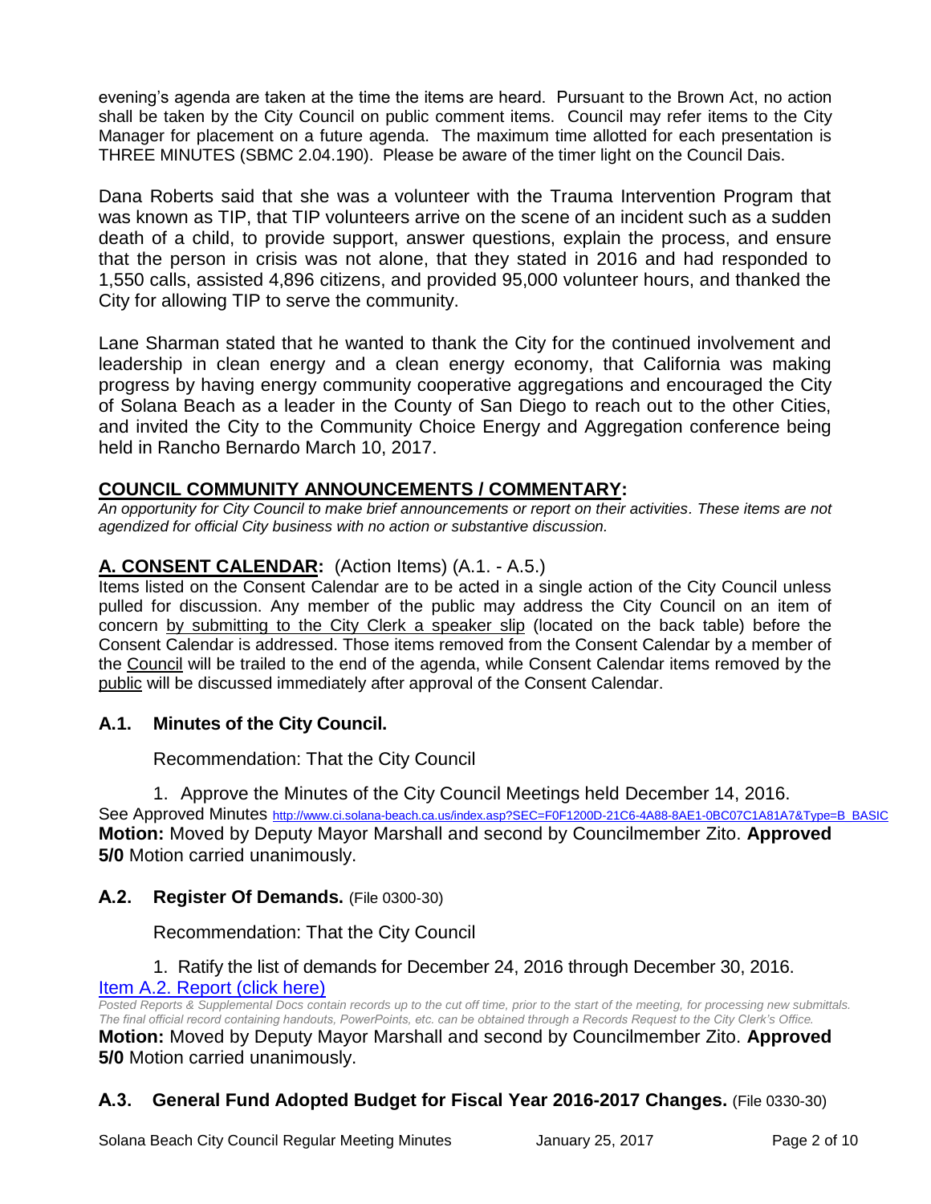evening's agenda are taken at the time the items are heard. Pursuant to the Brown Act, no action shall be taken by the City Council on public comment items. Council may refer items to the City Manager for placement on a future agenda. The maximum time allotted for each presentation is THREE MINUTES (SBMC 2.04.190). Please be aware of the timer light on the Council Dais.

Dana Roberts said that she was a volunteer with the Trauma Intervention Program that was known as TIP, that TIP volunteers arrive on the scene of an incident such as a sudden death of a child, to provide support, answer questions, explain the process, and ensure that the person in crisis was not alone, that they stated in 2016 and had responded to 1,550 calls, assisted 4,896 citizens, and provided 95,000 volunteer hours, and thanked the City for allowing TIP to serve the community.

Lane Sharman stated that he wanted to thank the City for the continued involvement and leadership in clean energy and a clean energy economy, that California was making progress by having energy community cooperative aggregations and encouraged the City of Solana Beach as a leader in the County of San Diego to reach out to the other Cities, and invited the City to the Community Choice Energy and Aggregation conference being held in Rancho Bernardo March 10, 2017.

## COUNCIL COMMUNITY ANNOUNCEMENTS / COMMENTARY:

*An opportunity for City Council to make brief announcements or report on their activities. These items are not agendized for official City business with no action or substantive discussion.*

## A. CONSENT CALENDAR: (Action Items) (A.1. - A.5.)

Items listed on the Consent Calendar are to be acted in a single action of the City Council unless pulled for discussion. Any member of the public may address the City Council on an item of concern by submitting to the City Clerk a speaker slip (located on the back table) before the Consent Calendar is addressed. Those items removed from the Consent Calendar by a member of the Council will be trailed to the end of the agenda, while Consent Calendar items removed by the public will be discussed immediately after approval of the Consent Calendar.

### A.1. Minutes of the City Council.

Recommendation: That the City Council

1. Approve the Minutes of the City Council Meetings held December 14, 2016.

See Approved Minutes http://www.ci.solana-beach.ca.us/index.asp?SEC=F0F1200D-21C6-4A88-8AE1-0BC07C1A81A7&Type=B_BASIC

**Motion:** Moved by Deputy Mayor Marshall and second by Councilmember Zito. **Approved 5/0** Motion carried unanimously.

### A.2. Register Of Demands. (File 0300-30)

Recommendation: That the City Council

1. Ratify the list of demands for December 24, 2016 through December 30, 2016.

Item A.2. Report (click here)

*Posted Reports & Supplemental Docs contain records up to the cut off time, prior to the start of the meeting, for processing new submittals. The final official record containing handouts, PowerPoints, etc. can be obtained through a Records Request to the City Clerk's Office.*

**Motion:** Moved by Deputy Mayor Marshall and second by Councilmember Zito. **Approved 5/0** Motion carried unanimously.

### A.3. General Fund Adopted Budget for Fiscal Year 2016-2017 Changes. (File 0330-30)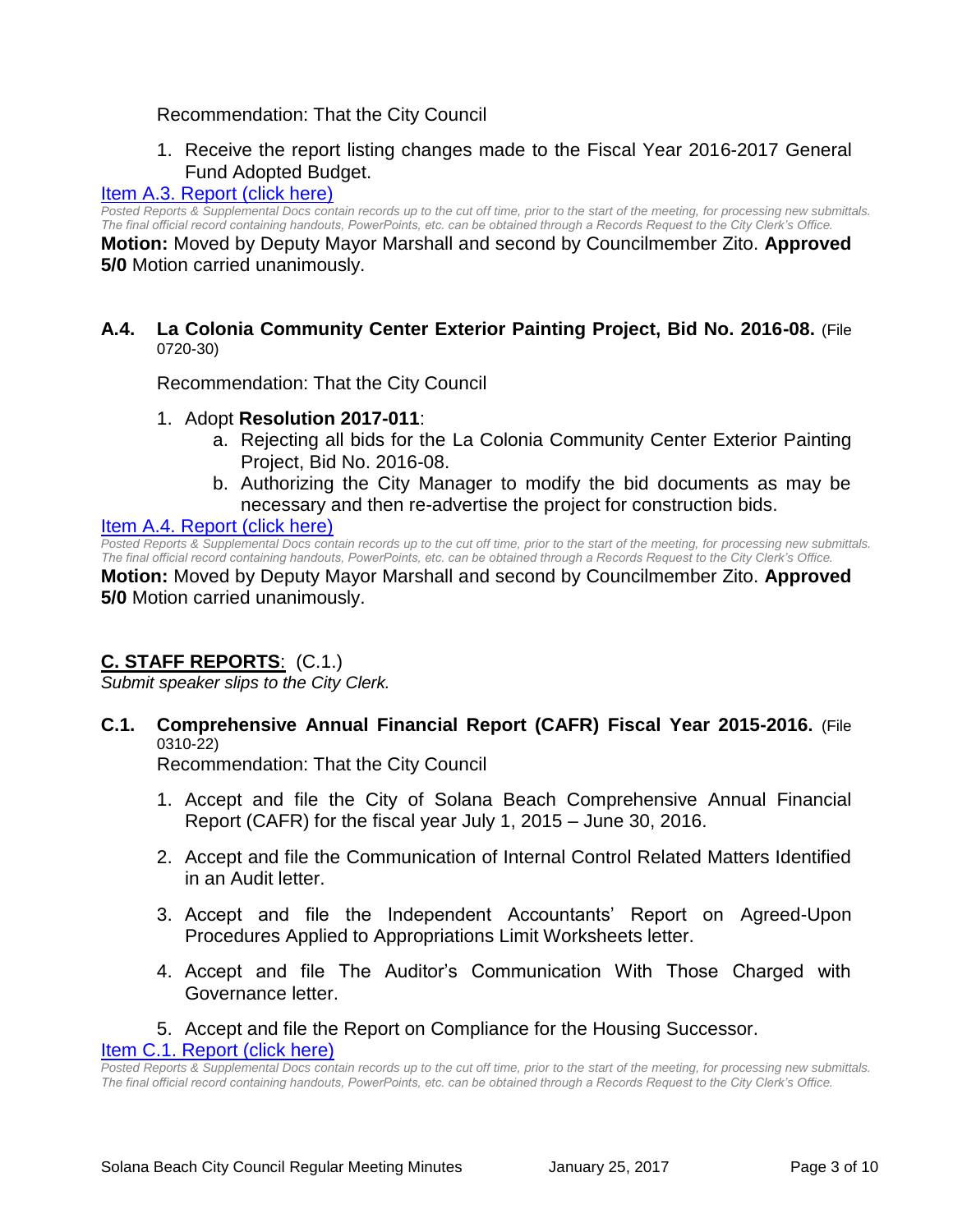Recommendation: That the City Council

1. Receive the report listing changes made to the Fiscal Year 2016-2017 General Fund Adopted Budget.

[Item A.3. Report (click here)]

*Posted Reports & Supplemental Docs contain records up to the cut off time, prior to the start of the meeting, for processing new submittals. The final official record containing handouts, PowerPoints, etc. can be obtained through a Records Request to the City Clerk's Office.*

**Motion:** Moved by Deputy Mayor Marshall and second by Councilmember Zito. **Approved 5/0** Motion carried unanimously.

### A.4. La Colonia Community Center Exterior Painting Project, Bid No. 2016-08. (File 0720-30)

Recommendation: That the City Council

1. Adopt **Resolution 2017-011**:
   a. Rejecting all bids for the La Colonia Community Center Exterior Painting Project, Bid No. 2016-08.
   b. Authorizing the City Manager to modify the bid documents as may be necessary and then re-advertise the project for construction bids.

[Item A.4. Report (click here)]

*Posted Reports & Supplemental Docs contain records up to the cut off time, prior to the start of the meeting, for processing new submittals. The final official record containing handouts, PowerPoints, etc. can be obtained through a Records Request to the City Clerk's Office.*

**Motion:** Moved by Deputy Mayor Marshall and second by Councilmember Zito. **Approved 5/0** Motion carried unanimously.

## C. STAFF REPORTS: (C.1.)

*Submit speaker slips to the City Clerk.*

### C.1. Comprehensive Annual Financial Report (CAFR) Fiscal Year 2015-2016. (File 0310-22)

Recommendation: That the City Council

1. Accept and file the City of Solana Beach Comprehensive Annual Financial Report (CAFR) for the fiscal year July 1, 2015 – June 30, 2016.

2. Accept and file the Communication of Internal Control Related Matters Identified in an Audit letter.

3. Accept and file the Independent Accountants' Report on Agreed-Upon Procedures Applied to Appropriations Limit Worksheets letter.

4. Accept and file The Auditor's Communication With Those Charged with Governance letter.

5. Accept and file the Report on Compliance for the Housing Successor.

[Item C.1. Report (click here)]

*Posted Reports & Supplemental Docs contain records up to the cut off time, prior to the start of the meeting, for processing new submittals. The final official record containing handouts, PowerPoints, etc. can be obtained through a Records Request to the City Clerk's Office.*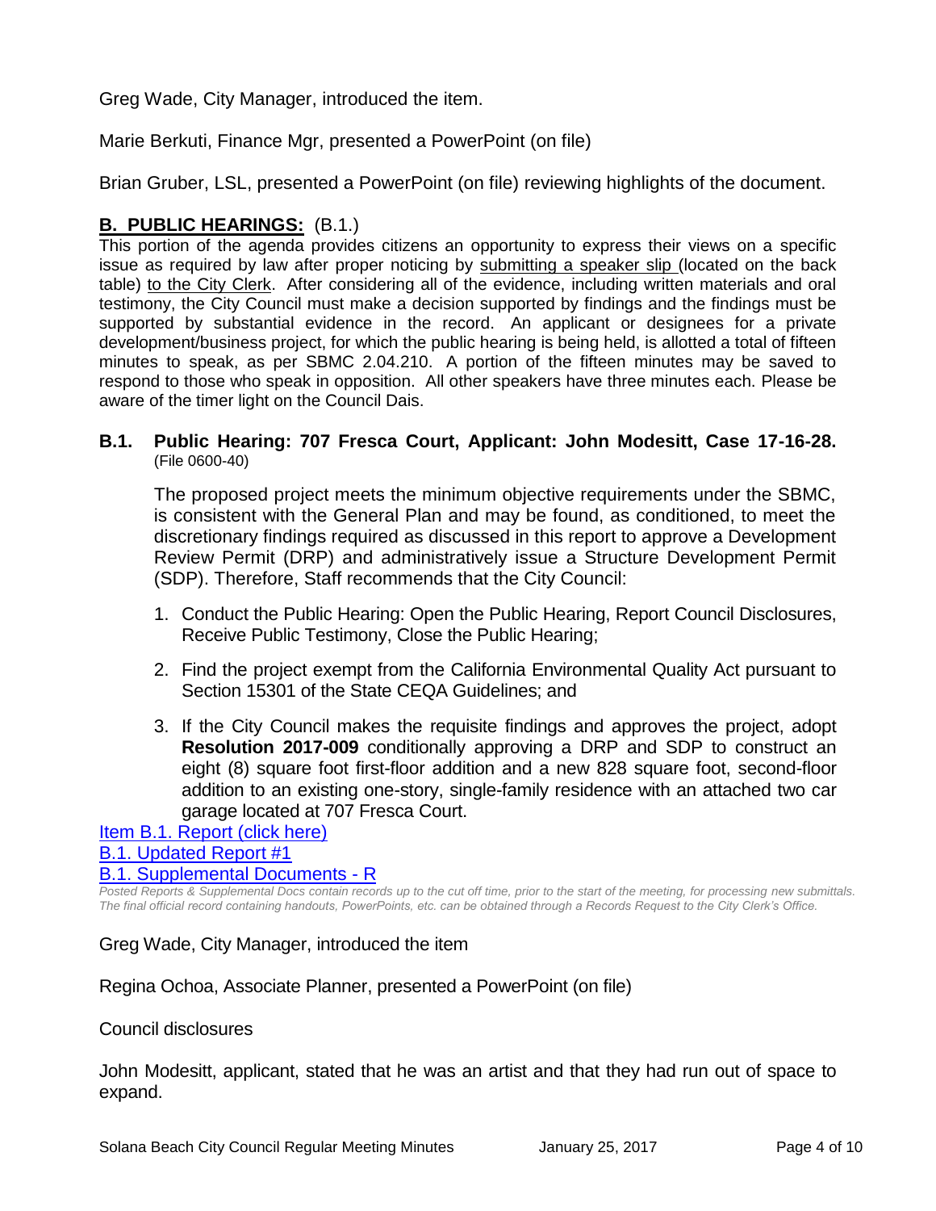Greg Wade, City Manager, introduced the item.

Marie Berkuti, Finance Mgr, presented a PowerPoint (on file)

Brian Gruber, LSL, presented a PowerPoint (on file) reviewing highlights of the document.

## **B. PUBLIC HEARINGS:** (B.1.)

This portion of the agenda provides citizens an opportunity to express their views on a specific issue as required by law after proper noticing by submitting a speaker slip (located on the back table) to the City Clerk. After considering all of the evidence, including written materials and oral testimony, the City Council must make a decision supported by findings and the findings must be supported by substantial evidence in the record. An applicant or designees for a private development/business project, for which the public hearing is being held, is allotted a total of fifteen minutes to speak, as per SBMC 2.04.210. A portion of the fifteen minutes may be saved to respond to those who speak in opposition. All other speakers have three minutes each. Please be aware of the timer light on the Council Dais.

**B.1. Public Hearing: 707 Fresca Court, Applicant: John Modesitt, Case 17-16-28.** (File 0600-40)

The proposed project meets the minimum objective requirements under the SBMC, is consistent with the General Plan and may be found, as conditioned, to meet the discretionary findings required as discussed in this report to approve a Development Review Permit (DRP) and administratively issue a Structure Development Permit (SDP). Therefore, Staff recommends that the City Council:

1. Conduct the Public Hearing: Open the Public Hearing, Report Council Disclosures, Receive Public Testimony, Close the Public Hearing;
2. Find the project exempt from the California Environmental Quality Act pursuant to Section 15301 of the State CEQA Guidelines; and
3. If the City Council makes the requisite findings and approves the project, adopt **Resolution 2017-009** conditionally approving a DRP and SDP to construct an eight (8) square foot first-floor addition and a new 828 square foot, second-floor addition to an existing one-story, single-family residence with an attached two car garage located at 707 Fresca Court.

Item B.1. Report (click here)
B.1. Updated Report #1
B.1. Supplemental Documents - R

*Posted Reports & Supplemental Docs contain records up to the cut off time, prior to the start of the meeting, for processing new submittals. The final official record containing handouts, PowerPoints, etc. can be obtained through a Records Request to the City Clerk's Office.*

Greg Wade, City Manager, introduced the item

Regina Ochoa, Associate Planner, presented a PowerPoint (on file)

Council disclosures

John Modesitt, applicant, stated that he was an artist and that they had run out of space to expand.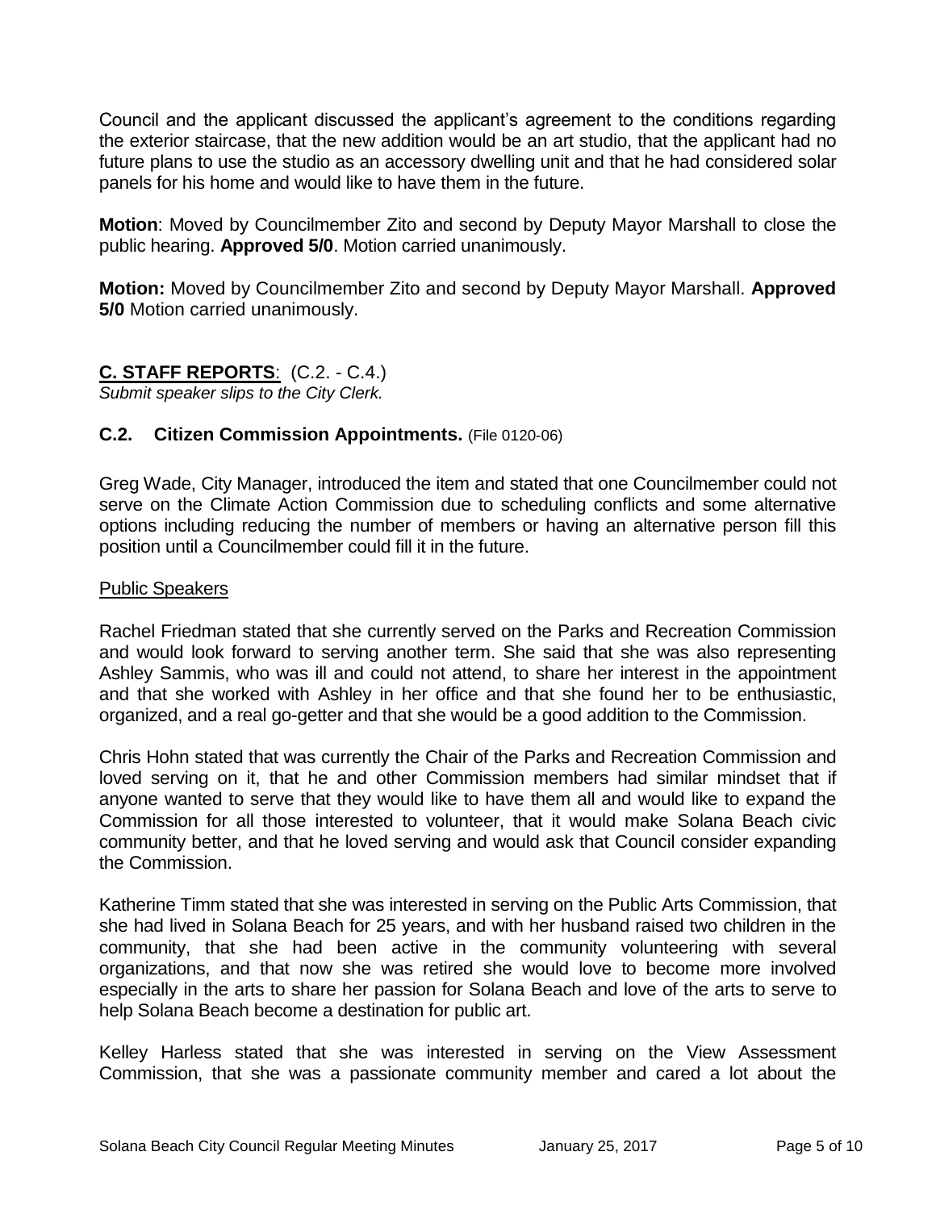Council and the applicant discussed the applicant's agreement to the conditions regarding the exterior staircase, that the new addition would be an art studio, that the applicant had no future plans to use the studio as an accessory dwelling unit and that he had considered solar panels for his home and would like to have them in the future.

**Motion**: Moved by Councilmember Zito and second by Deputy Mayor Marshall to close the public hearing. **Approved 5/0**. Motion carried unanimously.

**Motion:** Moved by Councilmember Zito and second by Deputy Mayor Marshall. **Approved 5/0** Motion carried unanimously.

## **C. STAFF REPORTS**: (C.2. - C.4.)

*Submit speaker slips to the City Clerk.*

### **C.2. Citizen Commission Appointments.** (File 0120-06)

Greg Wade, City Manager, introduced the item and stated that one Councilmember could not serve on the Climate Action Commission due to scheduling conflicts and some alternative options including reducing the number of members or having an alternative person fill this position until a Councilmember could fill it in the future.

Public Speakers

Rachel Friedman stated that she currently served on the Parks and Recreation Commission and would look forward to serving another term. She said that she was also representing Ashley Sammis, who was ill and could not attend, to share her interest in the appointment and that she worked with Ashley in her office and that she found her to be enthusiastic, organized, and a real go-getter and that she would be a good addition to the Commission.

Chris Hohn stated that was currently the Chair of the Parks and Recreation Commission and loved serving on it, that he and other Commission members had similar mindset that if anyone wanted to serve that they would like to have them all and would like to expand the Commission for all those interested to volunteer, that it would make Solana Beach civic community better, and that he loved serving and would ask that Council consider expanding the Commission.

Katherine Timm stated that she was interested in serving on the Public Arts Commission, that she had lived in Solana Beach for 25 years, and with her husband raised two children in the community, that she had been active in the community volunteering with several organizations, and that now she was retired she would love to become more involved especially in the arts to share her passion for Solana Beach and love of the arts to serve to help Solana Beach become a destination for public art.

Kelley Harless stated that she was interested in serving on the View Assessment Commission, that she was a passionate community member and cared a lot about the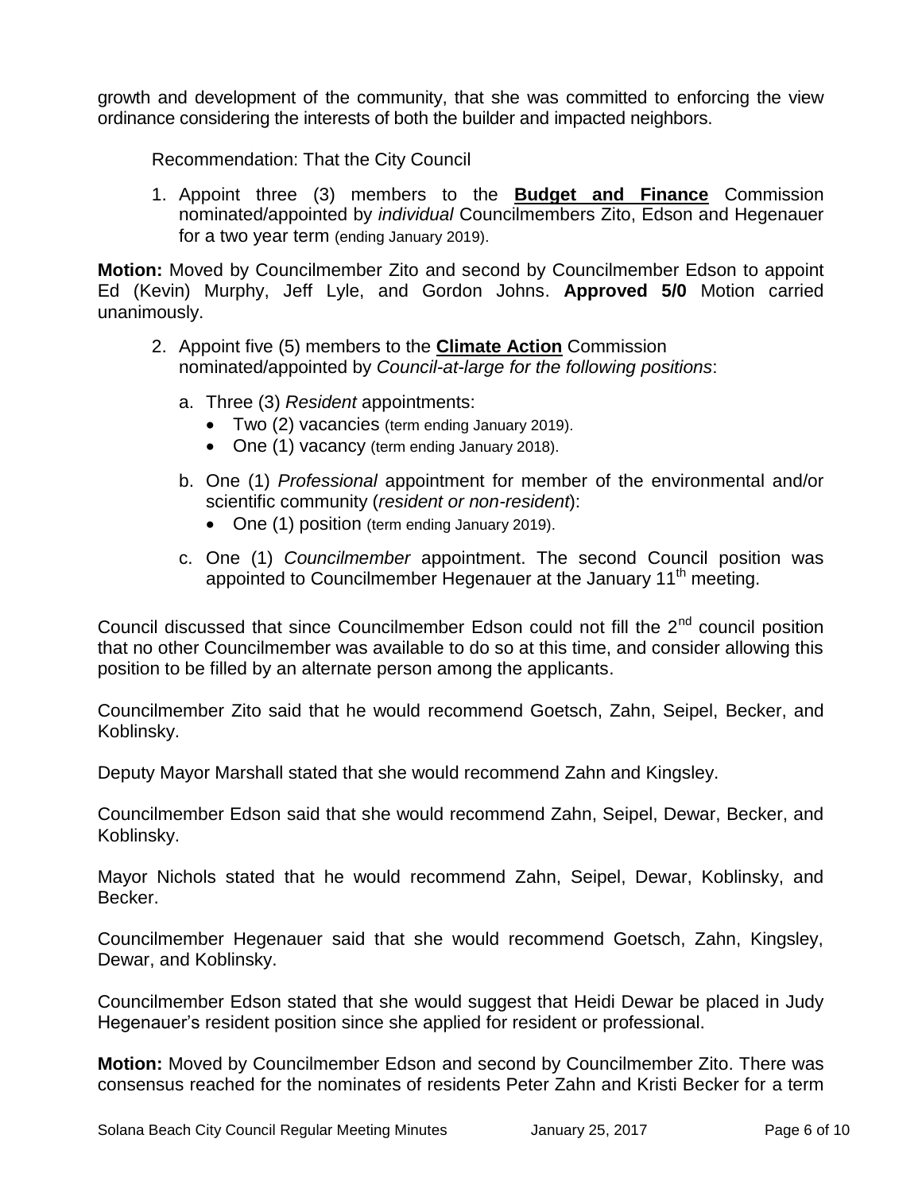growth and development of the community, that she was committed to enforcing the view ordinance considering the interests of both the builder and impacted neighbors.

Recommendation: That the City Council

1. Appoint three (3) members to the **Budget and Finance** Commission nominated/appointed by *individual* Councilmembers Zito, Edson and Hegenauer for a two year term (ending January 2019).

**Motion:** Moved by Councilmember Zito and second by Councilmember Edson to appoint Ed (Kevin) Murphy, Jeff Lyle, and Gordon Johns. **Approved 5/0** Motion carried unanimously.

2. Appoint five (5) members to the **Climate Action** Commission nominated/appointed by *Council-at-large for the following positions*:
   a. Three (3) *Resident* appointments:
      - Two (2) vacancies (term ending January 2019).
      - One (1) vacancy (term ending January 2018).
   b. One (1) *Professional* appointment for member of the environmental and/or scientific community (*resident or non-resident*):
      - One (1) position (term ending January 2019).
   c. One (1) *Councilmember* appointment. The second Council position was appointed to Councilmember Hegenauer at the January 11th meeting.

Council discussed that since Councilmember Edson could not fill the 2nd council position that no other Councilmember was available to do so at this time, and consider allowing this position to be filled by an alternate person among the applicants.

Councilmember Zito said that he would recommend Goetsch, Zahn, Seipel, Becker, and Koblinsky.

Deputy Mayor Marshall stated that she would recommend Zahn and Kingsley.

Councilmember Edson said that she would recommend Zahn, Seipel, Dewar, Becker, and Koblinsky.

Mayor Nichols stated that he would recommend Zahn, Seipel, Dewar, Koblinsky, and Becker.

Councilmember Hegenauer said that she would recommend Goetsch, Zahn, Kingsley, Dewar, and Koblinsky.

Councilmember Edson stated that she would suggest that Heidi Dewar be placed in Judy Hegenauer's resident position since she applied for resident or professional.

**Motion:** Moved by Councilmember Edson and second by Councilmember Zito. There was consensus reached for the nominates of residents Peter Zahn and Kristi Becker for a term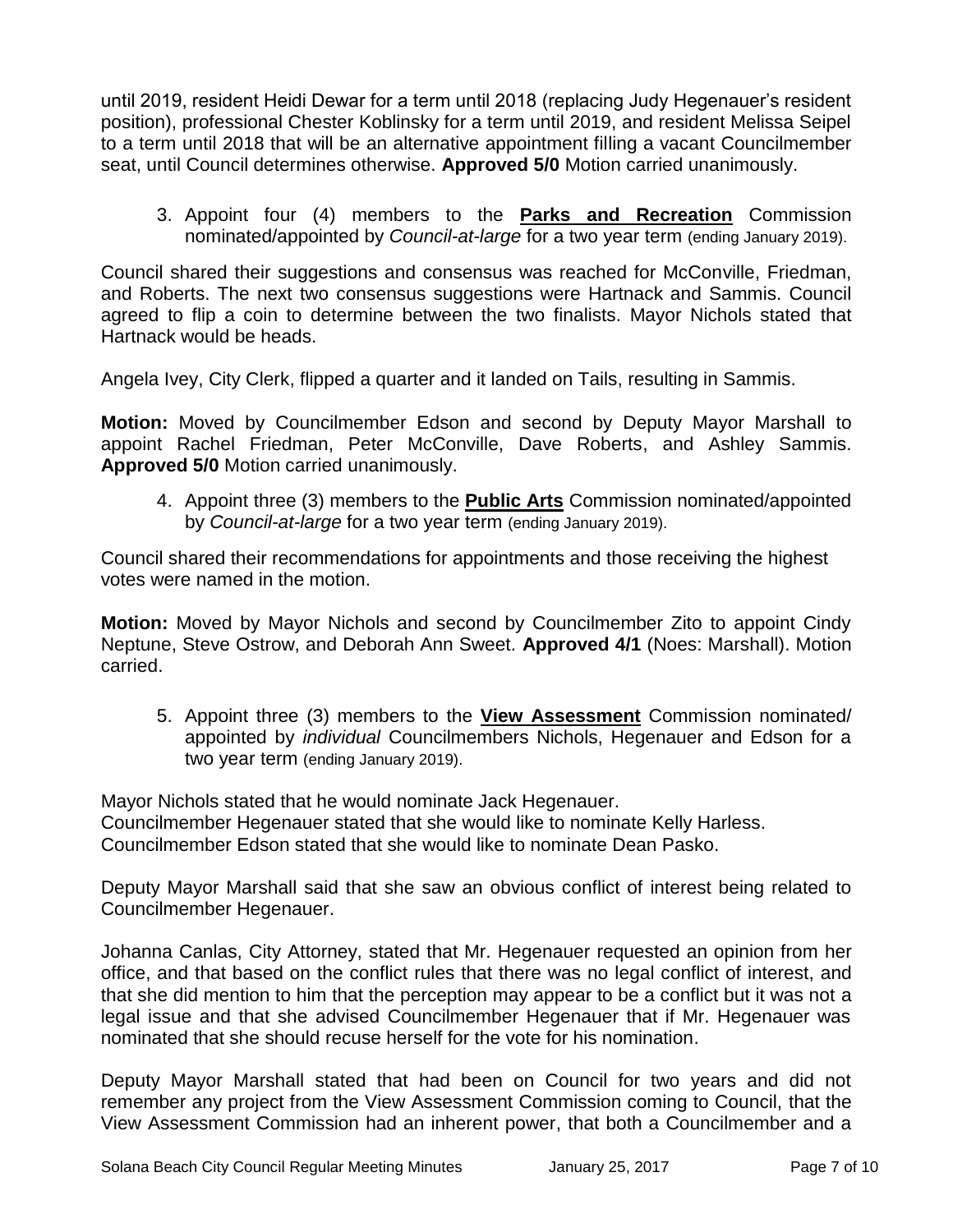until 2019, resident Heidi Dewar for a term until 2018 (replacing Judy Hegenauer's resident position), professional Chester Koblinsky for a term until 2019, and resident Melissa Seipel to a term until 2018 that will be an alternative appointment filling a vacant Councilmember seat, until Council determines otherwise. **Approved 5/0** Motion carried unanimously.

3. Appoint four (4) members to the **Parks and Recreation** Commission nominated/appointed by *Council-at-large* for a two year term (ending January 2019).

Council shared their suggestions and consensus was reached for McConville, Friedman, and Roberts. The next two consensus suggestions were Hartnack and Sammis. Council agreed to flip a coin to determine between the two finalists. Mayor Nichols stated that Hartnack would be heads.

Angela Ivey, City Clerk, flipped a quarter and it landed on Tails, resulting in Sammis.

**Motion:** Moved by Councilmember Edson and second by Deputy Mayor Marshall to appoint Rachel Friedman, Peter McConville, Dave Roberts, and Ashley Sammis. **Approved 5/0** Motion carried unanimously.

4. Appoint three (3) members to the **Public Arts** Commission nominated/appointed by *Council-at-large* for a two year term (ending January 2019).

Council shared their recommendations for appointments and those receiving the highest votes were named in the motion.

**Motion:** Moved by Mayor Nichols and second by Councilmember Zito to appoint Cindy Neptune, Steve Ostrow, and Deborah Ann Sweet. **Approved 4/1** (Noes: Marshall). Motion carried.

5. Appoint three (3) members to the **View Assessment** Commission nominated/ appointed by *individual* Councilmembers Nichols, Hegenauer and Edson for a two year term (ending January 2019).

Mayor Nichols stated that he would nominate Jack Hegenauer.
Councilmember Hegenauer stated that she would like to nominate Kelly Harless.
Councilmember Edson stated that she would like to nominate Dean Pasko.

Deputy Mayor Marshall said that she saw an obvious conflict of interest being related to Councilmember Hegenauer.

Johanna Canlas, City Attorney, stated that Mr. Hegenauer requested an opinion from her office, and that based on the conflict rules that there was no legal conflict of interest, and that she did mention to him that the perception may appear to be a conflict but it was not a legal issue and that she advised Councilmember Hegenauer that if Mr. Hegenauer was nominated that she should recuse herself for the vote for his nomination.

Deputy Mayor Marshall stated that had been on Council for two years and did not remember any project from the View Assessment Commission coming to Council, that the View Assessment Commission had an inherent power, that both a Councilmember and a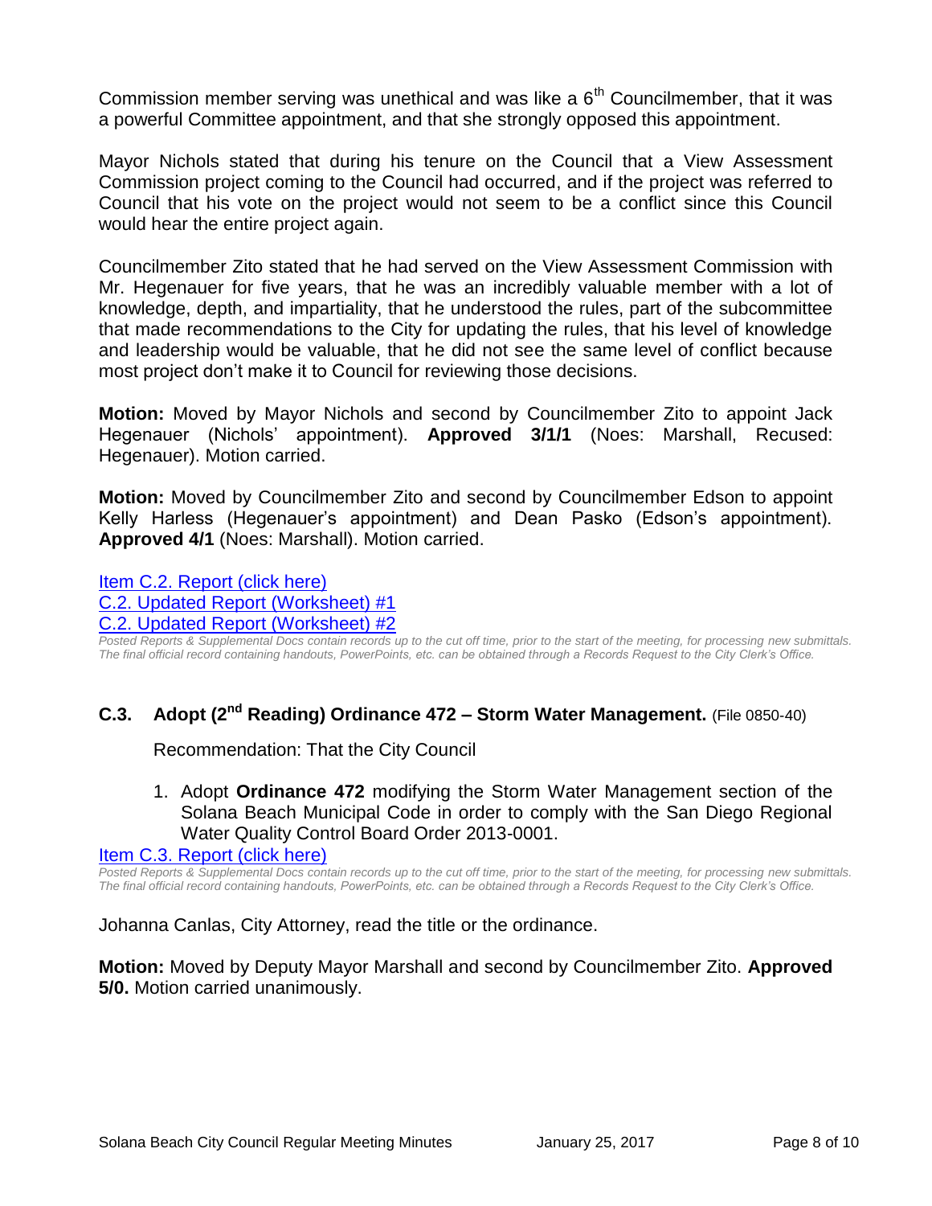Commission member serving was unethical and was like a 6th Councilmember, that it was a powerful Committee appointment, and that she strongly opposed this appointment.

Mayor Nichols stated that during his tenure on the Council that a View Assessment Commission project coming to the Council had occurred, and if the project was referred to Council that his vote on the project would not seem to be a conflict since this Council would hear the entire project again.

Councilmember Zito stated that he had served on the View Assessment Commission with Mr. Hegenauer for five years, that he was an incredibly valuable member with a lot of knowledge, depth, and impartiality, that he understood the rules, part of the subcommittee that made recommendations to the City for updating the rules, that his level of knowledge and leadership would be valuable, that he did not see the same level of conflict because most project don't make it to Council for reviewing those decisions.

**Motion:** Moved by Mayor Nichols and second by Councilmember Zito to appoint Jack Hegenauer (Nichols' appointment). **Approved 3/1/1** (Noes: Marshall, Recused: Hegenauer). Motion carried.

**Motion:** Moved by Councilmember Zito and second by Councilmember Edson to appoint Kelly Harless (Hegenauer's appointment) and Dean Pasko (Edson's appointment). **Approved 4/1** (Noes: Marshall). Motion carried.

Item C.2. Report (click here)
C.2. Updated Report (Worksheet) #1
C.2. Updated Report (Worksheet) #2

*Posted Reports & Supplemental Docs contain records up to the cut off time, prior to the start of the meeting, for processing new submittals. The final official record containing handouts, PowerPoints, etc. can be obtained through a Records Request to the City Clerk's Office.*

### C.3. Adopt (2nd Reading) Ordinance 472 – Storm Water Management. (File 0850-40)

Recommendation: That the City Council

1. Adopt **Ordinance 472** modifying the Storm Water Management section of the Solana Beach Municipal Code in order to comply with the San Diego Regional Water Quality Control Board Order 2013-0001.

Item C.3. Report (click here)

*Posted Reports & Supplemental Docs contain records up to the cut off time, prior to the start of the meeting, for processing new submittals. The final official record containing handouts, PowerPoints, etc. can be obtained through a Records Request to the City Clerk's Office.*

Johanna Canlas, City Attorney, read the title or the ordinance.

**Motion:** Moved by Deputy Mayor Marshall and second by Councilmember Zito. **Approved 5/0.** Motion carried unanimously.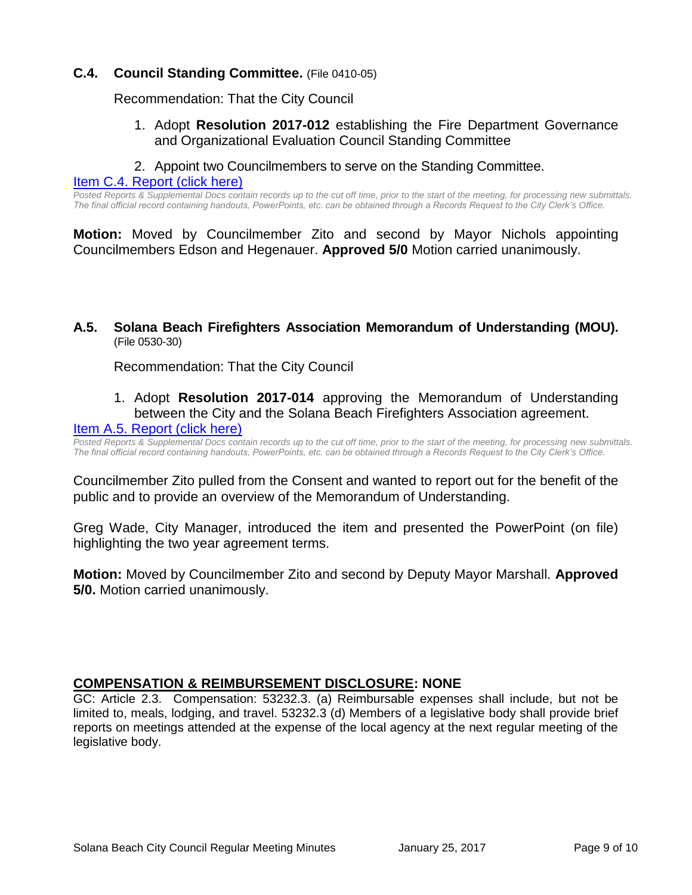### C.4. Council Standing Committee. (File 0410-05)

Recommendation: That the City Council

1. Adopt **Resolution 2017-012** establishing the Fire Department Governance and Organizational Evaluation Council Standing Committee

2. Appoint two Councilmembers to serve on the Standing Committee.

Item C.4. Report (click here)

*Posted Reports & Supplemental Docs contain records up to the cut off time, prior to the start of the meeting, for processing new submittals. The final official record containing handouts, PowerPoints, etc. can be obtained through a Records Request to the City Clerk's Office.*

**Motion:** Moved by Councilmember Zito and second by Mayor Nichols appointing Councilmembers Edson and Hegenauer. **Approved 5/0** Motion carried unanimously.

### A.5. Solana Beach Firefighters Association Memorandum of Understanding (MOU). (File 0530-30)

Recommendation: That the City Council

1. Adopt **Resolution 2017-014** approving the Memorandum of Understanding between the City and the Solana Beach Firefighters Association agreement.

Item A.5. Report (click here)

*Posted Reports & Supplemental Docs contain records up to the cut off time, prior to the start of the meeting, for processing new submittals. The final official record containing handouts, PowerPoints, etc. can be obtained through a Records Request to the City Clerk's Office.*

Councilmember Zito pulled from the Consent and wanted to report out for the benefit of the public and to provide an overview of the Memorandum of Understanding.

Greg Wade, City Manager, introduced the item and presented the PowerPoint (on file) highlighting the two year agreement terms.

**Motion:** Moved by Councilmember Zito and second by Deputy Mayor Marshall. **Approved 5/0.** Motion carried unanimously.

## COMPENSATION & REIMBURSEMENT DISCLOSURE: NONE

GC: Article 2.3. Compensation: 53232.3. (a) Reimbursable expenses shall include, but not be limited to, meals, lodging, and travel. 53232.3 (d) Members of a legislative body shall provide brief reports on meetings attended at the expense of the local agency at the next regular meeting of the legislative body.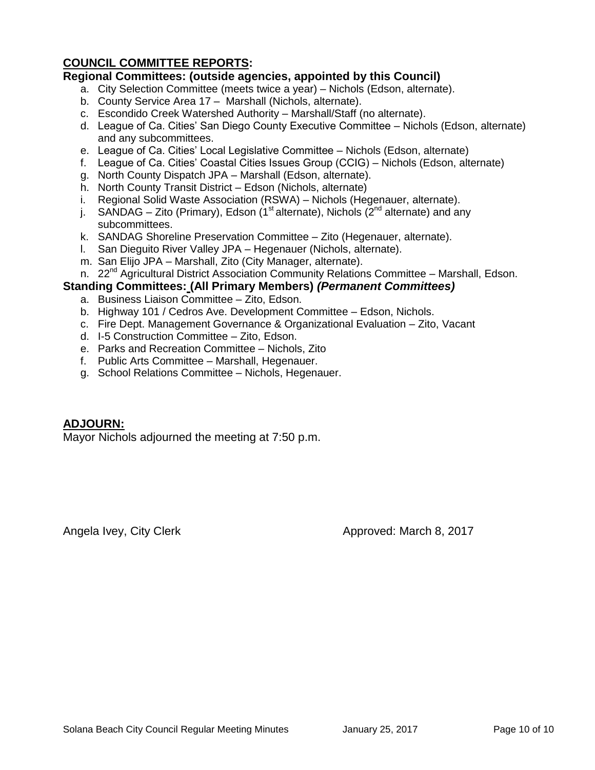## COUNCIL COMMITTEE REPORTS:

### Regional Committees: (outside agencies, appointed by this Council)

a. City Selection Committee (meets twice a year) – Nichols (Edson, alternate).
b. County Service Area 17 – Marshall (Nichols, alternate).
c. Escondido Creek Watershed Authority – Marshall/Staff (no alternate).
d. League of Ca. Cities' San Diego County Executive Committee – Nichols (Edson, alternate) and any subcommittees.
e. League of Ca. Cities' Local Legislative Committee – Nichols (Edson, alternate)
f. League of Ca. Cities' Coastal Cities Issues Group (CCIG) – Nichols (Edson, alternate)
g. North County Dispatch JPA – Marshall (Edson, alternate).
h. North County Transit District – Edson (Nichols, alternate)
i. Regional Solid Waste Association (RSWA) – Nichols (Hegenauer, alternate).
j. SANDAG – Zito (Primary), Edson (1st alternate), Nichols (2nd alternate) and any subcommittees.
k. SANDAG Shoreline Preservation Committee – Zito (Hegenauer, alternate).
l. San Dieguito River Valley JPA – Hegenauer (Nichols, alternate).
m. San Elijo JPA – Marshall, Zito (City Manager, alternate).
n. 22nd Agricultural District Association Community Relations Committee – Marshall, Edson.

### Standing Committees: (All Primary Members) *(Permanent Committees)*

a. Business Liaison Committee – Zito, Edson.
b. Highway 101 / Cedros Ave. Development Committee – Edson, Nichols.
c. Fire Dept. Management Governance & Organizational Evaluation – Zito, Vacant
d. I-5 Construction Committee – Zito, Edson.
e. Parks and Recreation Committee – Nichols, Zito
f. Public Arts Committee – Marshall, Hegenauer.
g. School Relations Committee – Nichols, Hegenauer.

## ADJOURN:

Mayor Nichols adjourned the meeting at 7:50 p.m.

Angela Ivey, City Clerk

Approved: March 8, 2017